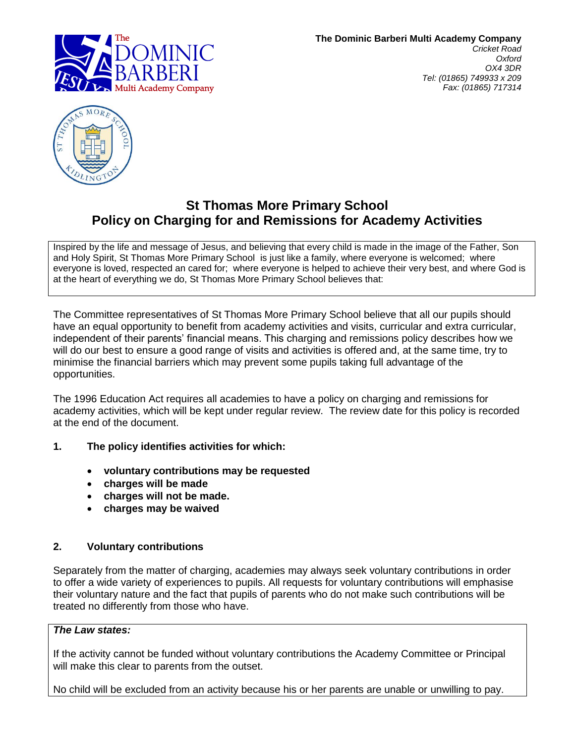**The Dominic Barberi Multi Academy Company**
*Cricket Road*
*Oxford*
*OX4 3DR*
*Tel: (01865) 749933 x 209*
*Fax: (01865) 717314*

# St Thomas More Primary School
# Policy on Charging for and Remissions for Academy Activities

Inspired by the life and message of Jesus, and believing that every child is made in the image of the Father, Son and Holy Spirit, St Thomas More Primary School is just like a family, where everyone is welcomed; where everyone is loved, respected an cared for; where everyone is helped to achieve their very best, and where God is at the heart of everything we do, St Thomas More Primary School believes that:

The Committee representatives of St Thomas More Primary School believe that all our pupils should have an equal opportunity to benefit from academy activities and visits, curricular and extra curricular, independent of their parents' financial means. This charging and remissions policy describes how we will do our best to ensure a good range of visits and activities is offered and, at the same time, try to minimise the financial barriers which may prevent some pupils taking full advantage of the opportunities.

The 1996 Education Act requires all academies to have a policy on charging and remissions for academy activities, which will be kept under regular review. The review date for this policy is recorded at the end of the document.

## 1. The policy identifies activities for which:

- **voluntary contributions may be requested**
- **charges will be made**
- **charges will not be made.**
- **charges may be waived**

## 2. Voluntary contributions

Separately from the matter of charging, academies may always seek voluntary contributions in order to offer a wide variety of experiences to pupils. All requests for voluntary contributions will emphasise their voluntary nature and the fact that pupils of parents who do not make such contributions will be treated no differently from those who have.

***The Law states:***

If the activity cannot be funded without voluntary contributions the Academy Committee or Principal will make this clear to parents from the outset.

No child will be excluded from an activity because his or her parents are unable or unwilling to pay.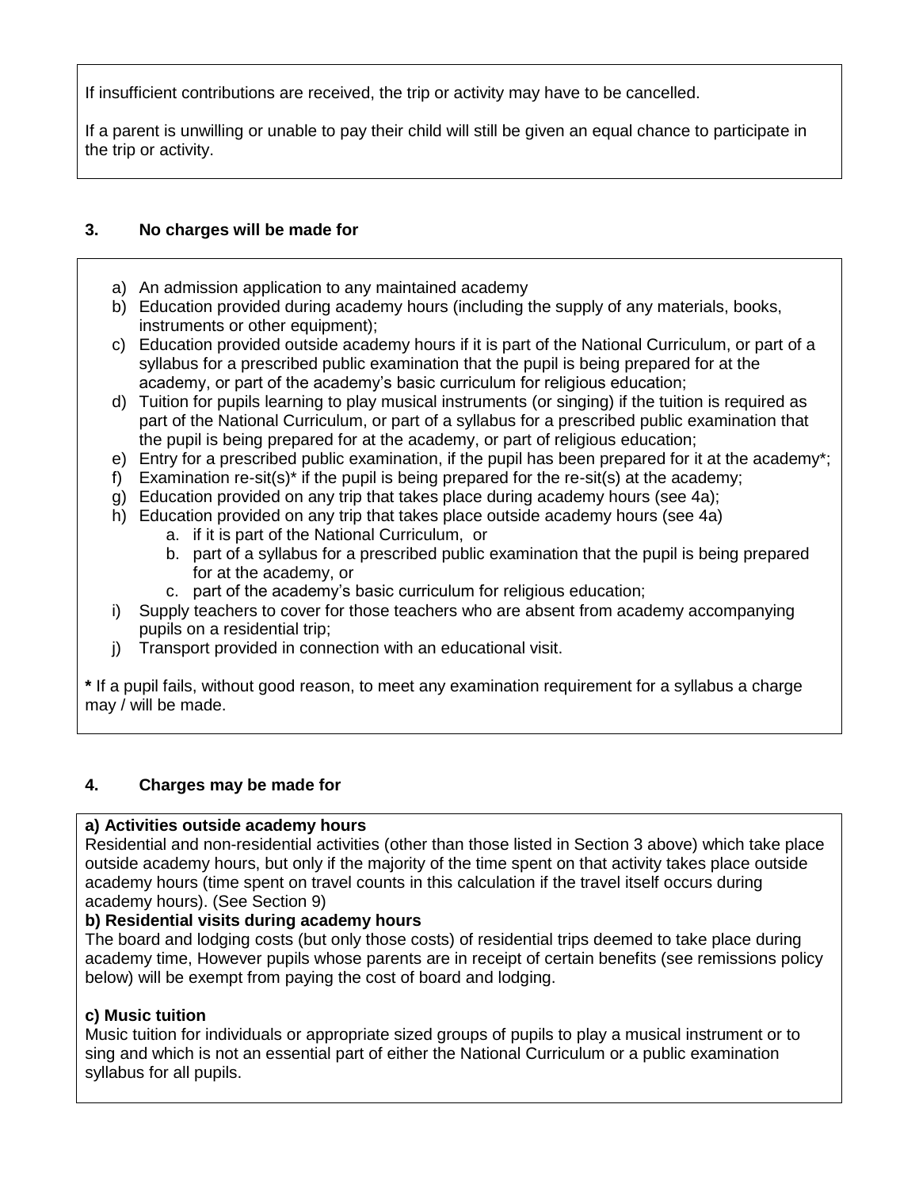If insufficient contributions are received, the trip or activity may have to be cancelled.

If a parent is unwilling or unable to pay their child will still be given an equal chance to participate in the trip or activity.

## 3. No charges will be made for

a) An admission application to any maintained academy
b) Education provided during academy hours (including the supply of any materials, books, instruments or other equipment);
c) Education provided outside academy hours if it is part of the National Curriculum, or part of a syllabus for a prescribed public examination that the pupil is being prepared for at the academy, or part of the academy's basic curriculum for religious education;
d) Tuition for pupils learning to play musical instruments (or singing) if the tuition is required as part of the National Curriculum, or part of a syllabus for a prescribed public examination that the pupil is being prepared for at the academy, or part of religious education;
e) Entry for a prescribed public examination, if the pupil has been prepared for it at the academy*;
f) Examination re-sit(s)* if the pupil is being prepared for the re-sit(s) at the academy;
g) Education provided on any trip that takes place during academy hours (see 4a);
h) Education provided on any trip that takes place outside academy hours (see 4a)
    a. if it is part of the National Curriculum, or
    b. part of a syllabus for a prescribed public examination that the pupil is being prepared for at the academy, or
    c. part of the academy's basic curriculum for religious education;
i) Supply teachers to cover for those teachers who are absent from academy accompanying pupils on a residential trip;
j) Transport provided in connection with an educational visit.

**\*** If a pupil fails, without good reason, to meet any examination requirement for a syllabus a charge may / will be made.

## 4. Charges may be made for

**a) Activities outside academy hours**
Residential and non-residential activities (other than those listed in Section 3 above) which take place outside academy hours, but only if the majority of the time spent on that activity takes place outside academy hours (time spent on travel counts in this calculation if the travel itself occurs during academy hours). (See Section 9)

**b) Residential visits during academy hours**
The board and lodging costs (but only those costs) of residential trips deemed to take place during academy time, However pupils whose parents are in receipt of certain benefits (see remissions policy below) will be exempt from paying the cost of board and lodging.

**c) Music tuition**
Music tuition for individuals or appropriate sized groups of pupils to play a musical instrument or to sing and which is not an essential part of either the National Curriculum or a public examination syllabus for all pupils.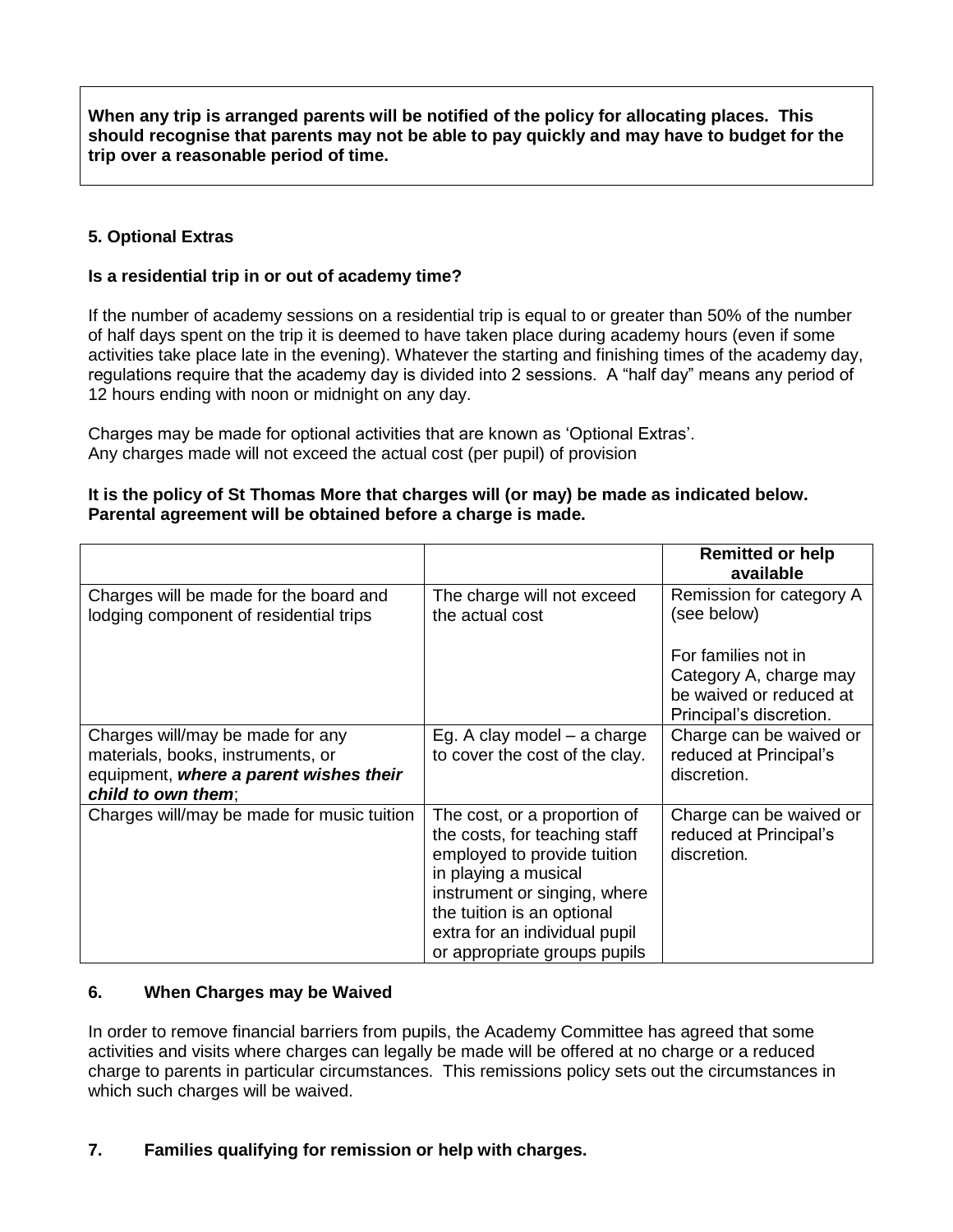**When any trip is arranged parents will be notified of the policy for allocating places. This should recognise that parents may not be able to pay quickly and may have to budget for the trip over a reasonable period of time.**

### 5. Optional Extras

**Is a residential trip in or out of academy time?**

If the number of academy sessions on a residential trip is equal to or greater than 50% of the number of half days spent on the trip it is deemed to have taken place during academy hours (even if some activities take place late in the evening). Whatever the starting and finishing times of the academy day, regulations require that the academy day is divided into 2 sessions. A "half day" means any period of 12 hours ending with noon or midnight on any day.

Charges may be made for optional activities that are known as 'Optional Extras'.
Any charges made will not exceed the actual cost (per pupil) of provision

**It is the policy of St Thomas More that charges will (or may) be made as indicated below. Parental agreement will be obtained before a charge is made.**

| | | **Remitted or help available** |
|---|---|---|
| Charges will be made for the board and lodging component of residential trips | The charge will not exceed the actual cost | Remission for category A (see below)<br><br>For families not in Category A, charge may be waived or reduced at Principal's discretion. |
| Charges will/may be made for any materials, books, instruments, or equipment, ***where a parent wishes their child to own them***; | Eg. A clay model – a charge to cover the cost of the clay. | Charge can be waived or reduced at Principal's discretion. |
| Charges will/may be made for music tuition | The cost, or a proportion of the costs, for teaching staff employed to provide tuition in playing a musical instrument or singing, where the tuition is an optional extra for an individual pupil or appropriate groups pupils | Charge can be waived or reduced at Principal's discretion. |

### 6. When Charges may be Waived

In order to remove financial barriers from pupils, the Academy Committee has agreed that some activities and visits where charges can legally be made will be offered at no charge or a reduced charge to parents in particular circumstances. This remissions policy sets out the circumstances in which such charges will be waived.

### 7. Families qualifying for remission or help with charges.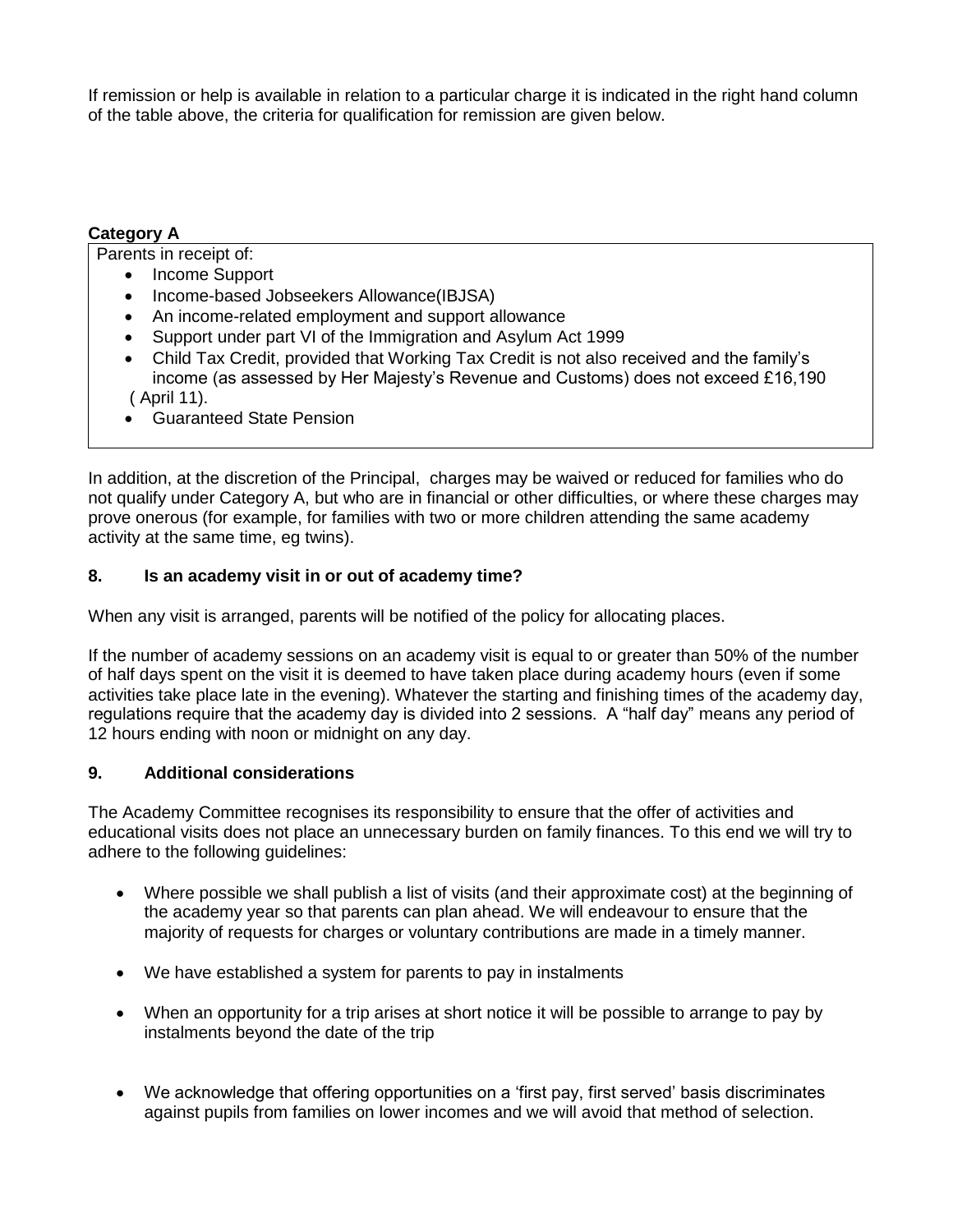If remission or help is available in relation to a particular charge it is indicated in the right hand column of the table above, the criteria for qualification for remission are given below.

**Category A**

Parents in receipt of:

- Income Support
- Income-based Jobseekers Allowance(IBJSA)
- An income-related employment and support allowance
- Support under part VI of the Immigration and Asylum Act 1999
- Child Tax Credit, provided that Working Tax Credit is not also received and the family's income (as assessed by Her Majesty's Revenue and Customs) does not exceed £16,190 ( April 11).
- Guaranteed State Pension

In addition, at the discretion of the Principal, charges may be waived or reduced for families who do not qualify under Category A, but who are in financial or other difficulties, or where these charges may prove onerous (for example, for families with two or more children attending the same academy activity at the same time, eg twins).

### 8. Is an academy visit in or out of academy time?

When any visit is arranged, parents will be notified of the policy for allocating places.

If the number of academy sessions on an academy visit is equal to or greater than 50% of the number of half days spent on the visit it is deemed to have taken place during academy hours (even if some activities take place late in the evening). Whatever the starting and finishing times of the academy day, regulations require that the academy day is divided into 2 sessions. A "half day" means any period of 12 hours ending with noon or midnight on any day.

### 9. Additional considerations

The Academy Committee recognises its responsibility to ensure that the offer of activities and educational visits does not place an unnecessary burden on family finances. To this end we will try to adhere to the following guidelines:

- Where possible we shall publish a list of visits (and their approximate cost) at the beginning of the academy year so that parents can plan ahead. We will endeavour to ensure that the majority of requests for charges or voluntary contributions are made in a timely manner.
- We have established a system for parents to pay in instalments
- When an opportunity for a trip arises at short notice it will be possible to arrange to pay by instalments beyond the date of the trip
- We acknowledge that offering opportunities on a 'first pay, first served' basis discriminates against pupils from families on lower incomes and we will avoid that method of selection.